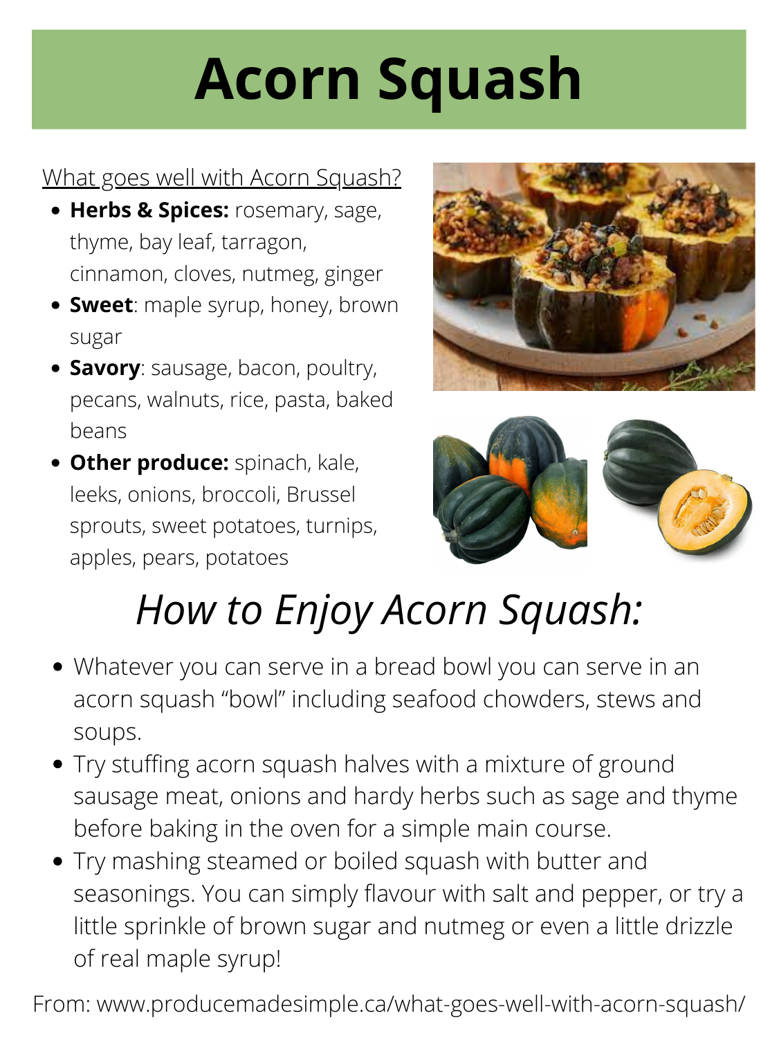# Acorn Squash

What goes well with Acorn Squash?

- **Herbs & Spices:** rosemary, sage, thyme, bay leaf, tarragon, cinnamon, cloves, nutmeg, ginger
- **Sweet**: maple syrup, honey, brown sugar
- **Savory**: sausage, bacon, poultry, pecans, walnuts, rice, pasta, baked beans
- **Other produce:** spinach, kale, leeks, onions, broccoli, Brussel sprouts, sweet potatoes, turnips, apples, pears, potatoes

## *How to Enjoy Acorn Squash:*

- Whatever you can serve in a bread bowl you can serve in an acorn squash "bowl" including seafood chowders, stews and soups.
- Try stuffing acorn squash halves with a mixture of ground sausage meat, onions and hardy herbs such as sage and thyme before baking in the oven for a simple main course.
- Try mashing steamed or boiled squash with butter and seasonings. You can simply flavour with salt and pepper, or try a little sprinkle of brown sugar and nutmeg or even a little drizzle of real maple syrup!

From: www.producemadesimple.ca/what-goes-well-with-acorn-squash/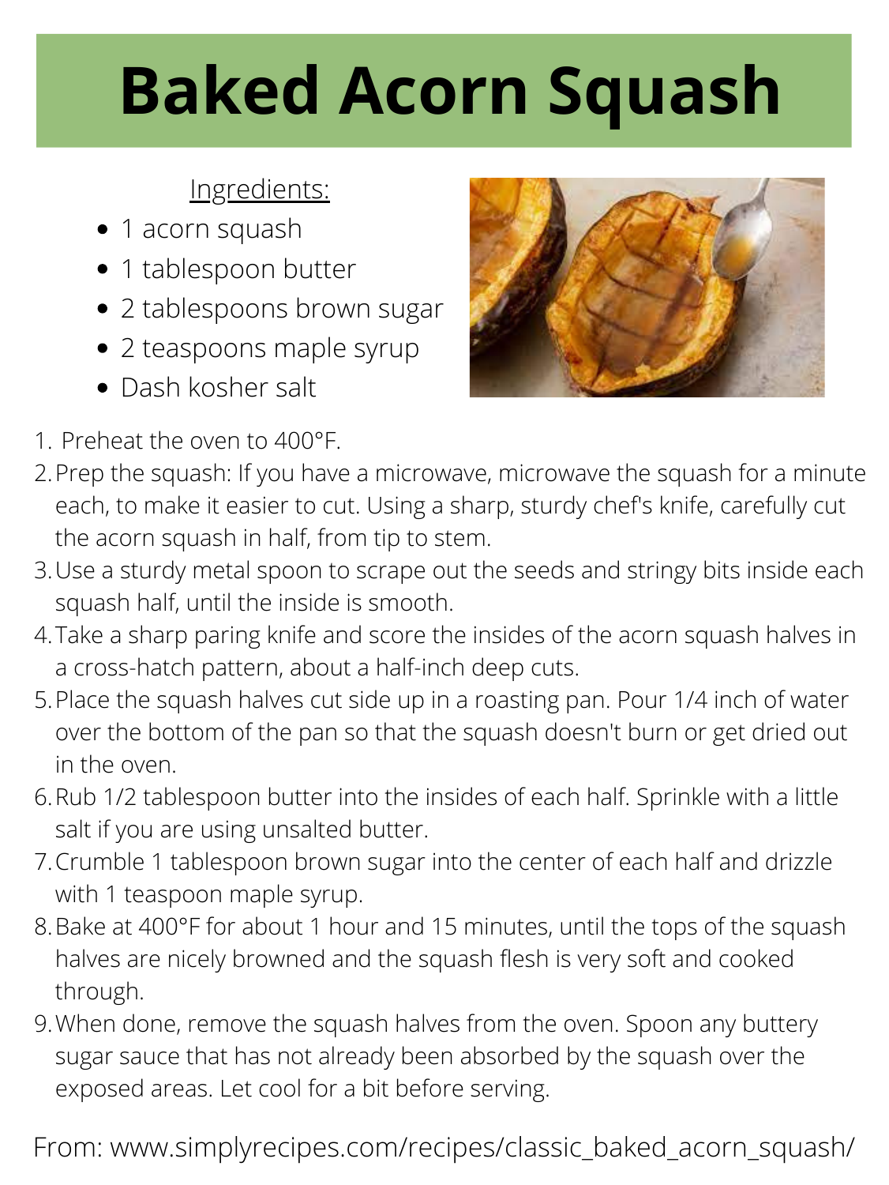# Baked Acorn Squash

Ingredients:

- 1 acorn squash
- 1 tablespoon butter
- 2 tablespoons brown sugar
- 2 teaspoons maple syrup
- Dash kosher salt

1. Preheat the oven to 400°F.
2. Prep the squash: If you have a microwave, microwave the squash for a minute each, to make it easier to cut. Using a sharp, sturdy chef's knife, carefully cut the acorn squash in half, from tip to stem.
3. Use a sturdy metal spoon to scrape out the seeds and stringy bits inside each squash half, until the inside is smooth.
4. Take a sharp paring knife and score the insides of the acorn squash halves in a cross-hatch pattern, about a half-inch deep cuts.
5. Place the squash halves cut side up in a roasting pan. Pour 1/4 inch of water over the bottom of the pan so that the squash doesn't burn or get dried out in the oven.
6. Rub 1/2 tablespoon butter into the insides of each half. Sprinkle with a little salt if you are using unsalted butter.
7. Crumble 1 tablespoon brown sugar into the center of each half and drizzle with 1 teaspoon maple syrup.
8. Bake at 400°F for about 1 hour and 15 minutes, until the tops of the squash halves are nicely browned and the squash flesh is very soft and cooked through.
9. When done, remove the squash halves from the oven. Spoon any buttery sugar sauce that has not already been absorbed by the squash over the exposed areas. Let cool for a bit before serving.

From: www.simplyrecipes.com/recipes/classic_baked_acorn_squash/